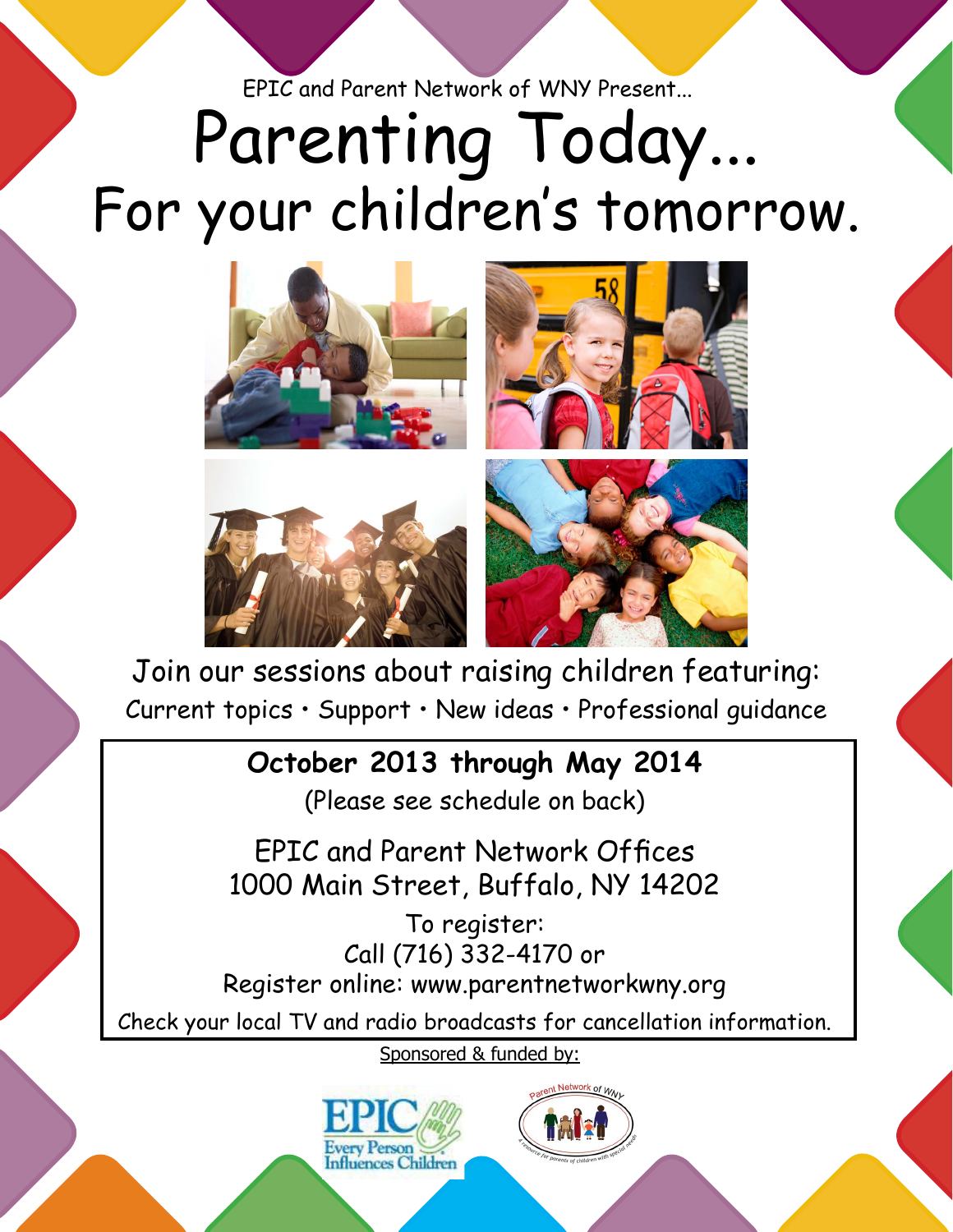EPIC and Parent Network of WNY Present...

# Parenting Today... For your children's tomorrow.

Join our sessions about raising children featuring:

Current topics • Support • New ideas • Professional guidance

**October 2013 through May 2014**

(Please see schedule on back)

EPIC and Parent Network Offices
1000 Main Street, Buffalo, NY 14202

To register:
Call (716) 332-4170 or
Register online: www.parentnetworkwny.org

Check your local TV and radio broadcasts for cancellation information.

Sponsored & funded by:

EPIC Every Person Influences Children

Parent Network of WNY — a resource for parents of children with special needs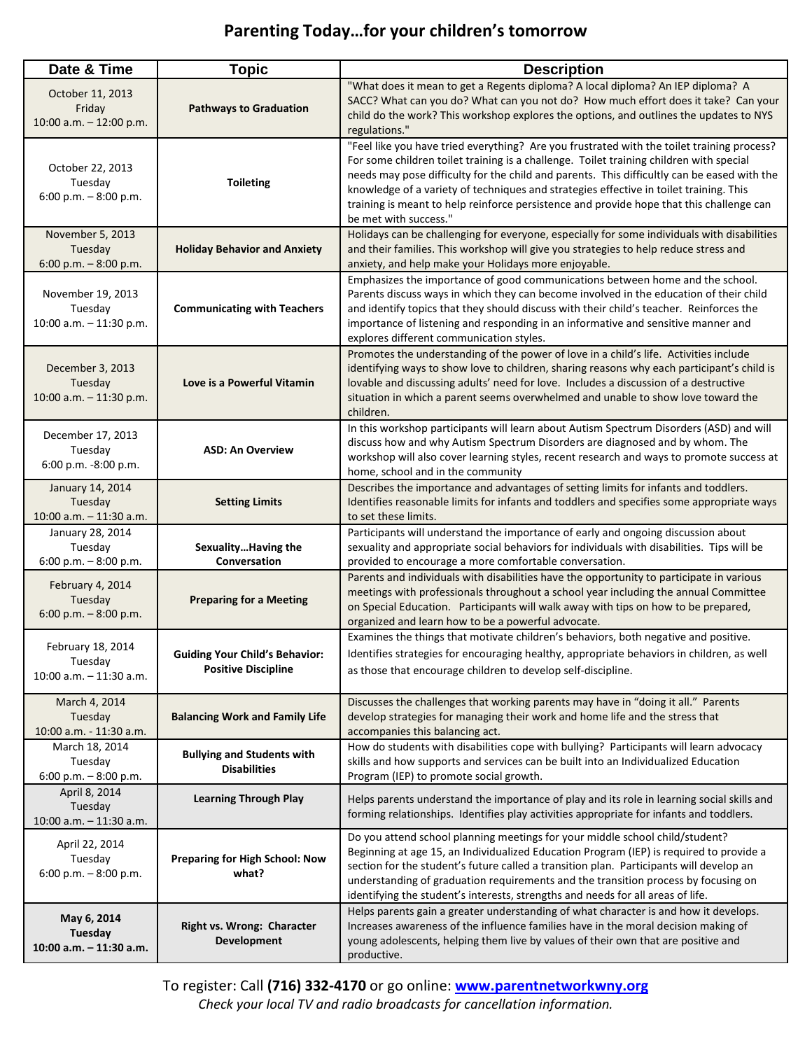# Parenting Today…for your children's tomorrow

| Date & Time | Topic | Description |
|---|---|---|
| October 11, 2013 Friday 10:00 a.m. – 12:00 p.m. | **Pathways to Graduation** | "What does it mean to get a Regents diploma? A local diploma? An IEP diploma? A SACC? What can you do? What can you not do? How much effort does it take? Can your child do the work? This workshop explores the options, and outlines the updates to NYS regulations." |
| October 22, 2013 Tuesday 6:00 p.m. – 8:00 p.m. | **Toileting** | "Feel like you have tried everything? Are you frustrated with the toilet training process? For some children toilet training is a challenge. Toilet training children with special needs may pose difficulty for the child and parents. This difficultly can be eased with the knowledge of a variety of techniques and strategies effective in toilet training. This training is meant to help reinforce persistence and provide hope that this challenge can be met with success." |
| November 5, 2013 Tuesday 6:00 p.m. – 8:00 p.m. | **Holiday Behavior and Anxiety** | Holidays can be challenging for everyone, especially for some individuals with disabilities and their families. This workshop will give you strategies to help reduce stress and anxiety, and help make your Holidays more enjoyable. |
| November 19, 2013 Tuesday 10:00 a.m. – 11:30 p.m. | **Communicating with Teachers** | Emphasizes the importance of good communications between home and the school. Parents discuss ways in which they can become involved in the education of their child and identify topics that they should discuss with their child's teacher. Reinforces the importance of listening and responding in an informative and sensitive manner and explores different communication styles. |
| December 3, 2013 Tuesday 10:00 a.m. – 11:30 p.m. | **Love is a Powerful Vitamin** | Promotes the understanding of the power of love in a child's life. Activities include identifying ways to show love to children, sharing reasons why each participant's child is lovable and discussing adults' need for love. Includes a discussion of a destructive situation in which a parent seems overwhelmed and unable to show love toward the children. |
| December 17, 2013 Tuesday 6:00 p.m. -8:00 p.m. | **ASD: An Overview** | In this workshop participants will learn about Autism Spectrum Disorders (ASD) and will discuss how and why Autism Spectrum Disorders are diagnosed and by whom. The workshop will also cover learning styles, recent research and ways to promote success at home, school and in the community |
| January 14, 2014 Tuesday 10:00 a.m. – 11:30 a.m. | **Setting Limits** | Describes the importance and advantages of setting limits for infants and toddlers. Identifies reasonable limits for infants and toddlers and specifies some appropriate ways to set these limits. |
| January 28, 2014 Tuesday 6:00 p.m. – 8:00 p.m. | **Sexuality…Having the Conversation** | Participants will understand the importance of early and ongoing discussion about sexuality and appropriate social behaviors for individuals with disabilities. Tips will be provided to encourage a more comfortable conversation. |
| February 4, 2014 Tuesday 6:00 p.m. – 8:00 p.m. | **Preparing for a Meeting** | Parents and individuals with disabilities have the opportunity to participate in various meetings with professionals throughout a school year including the annual Committee on Special Education. Participants will walk away with tips on how to be prepared, organized and learn how to be a powerful advocate. |
| February 18, 2014 Tuesday 10:00 a.m. – 11:30 a.m. | **Guiding Your Child's Behavior: Positive Discipline** | Examines the things that motivate children's behaviors, both negative and positive. Identifies strategies for encouraging healthy, appropriate behaviors in children, as well as those that encourage children to develop self-discipline. |
| March 4, 2014 Tuesday 10:00 a.m. - 11:30 a.m. | **Balancing Work and Family Life** | Discusses the challenges that working parents may have in "doing it all." Parents develop strategies for managing their work and home life and the stress that accompanies this balancing act. |
| March 18, 2014 Tuesday 6:00 p.m. – 8:00 p.m. | **Bullying and Students with Disabilities** | How do students with disabilities cope with bullying? Participants will learn advocacy skills and how supports and services can be built into an Individualized Education Program (IEP) to promote social growth. |
| April 8, 2014 Tuesday 10:00 a.m. – 11:30 a.m. | **Learning Through Play** | Helps parents understand the importance of play and its role in learning social skills and forming relationships. Identifies play activities appropriate for infants and toddlers. |
| April 22, 2014 Tuesday 6:00 p.m. – 8:00 p.m. | **Preparing for High School: Now what?** | Do you attend school planning meetings for your middle school child/student? Beginning at age 15, an Individualized Education Program (IEP) is required to provide a section for the student's future called a transition plan. Participants will develop an understanding of graduation requirements and the transition process by focusing on identifying the student's interests, strengths and needs for all areas of life. |
| **May 6, 2014 Tuesday 10:00 a.m. – 11:30 a.m.** | **Right vs. Wrong: Character Development** | Helps parents gain a greater understanding of what character is and how it develops. Increases awareness of the influence families have in the moral decision making of young adolescents, helping them live by values of their own that are positive and productive. |

To register: Call **(716) 332-4170** or go online: **[www.parentnetworkwny.org](http://www.parentnetworkwny.org)**

*Check your local TV and radio broadcasts for cancellation information.*